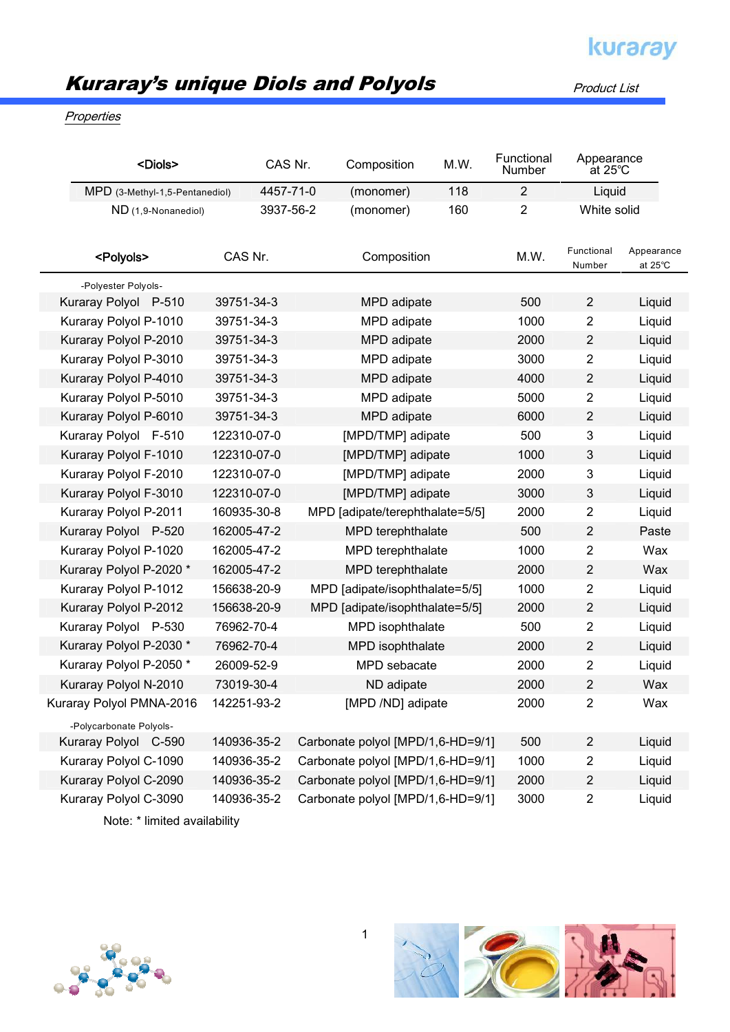kuraray

# Kuraray's unique Diols and Polyols

*Product List*

*Properties*

| <Diols> | CAS Nr. | Composition | M.W. | Functional Number | Appearance at 25℃ |
|---|---|---|---|---|---|
| MPD (3-Methyl-1,5-Pentanediol) | 4457-71-0 | (monomer) | 118 | 2 | Liquid |
| ND (1,9-Nonanediol) | 3937-56-2 | (monomer) | 160 | 2 | White solid |

| <Polyols> | CAS Nr. | Composition | M.W. | Functional Number | Appearance at 25℃ |
|---|---|---|---|---|---|
| -Polyester Polyols- | | | | | |
| Kuraray Polyol P-510 | 39751-34-3 | MPD adipate | 500 | 2 | Liquid |
| Kuraray Polyol P-1010 | 39751-34-3 | MPD adipate | 1000 | 2 | Liquid |
| Kuraray Polyol P-2010 | 39751-34-3 | MPD adipate | 2000 | 2 | Liquid |
| Kuraray Polyol P-3010 | 39751-34-3 | MPD adipate | 3000 | 2 | Liquid |
| Kuraray Polyol P-4010 | 39751-34-3 | MPD adipate | 4000 | 2 | Liquid |
| Kuraray Polyol P-5010 | 39751-34-3 | MPD adipate | 5000 | 2 | Liquid |
| Kuraray Polyol P-6010 | 39751-34-3 | MPD adipate | 6000 | 2 | Liquid |
| Kuraray Polyol F-510 | 122310-07-0 | [MPD/TMP] adipate | 500 | 3 | Liquid |
| Kuraray Polyol F-1010 | 122310-07-0 | [MPD/TMP] adipate | 1000 | 3 | Liquid |
| Kuraray Polyol F-2010 | 122310-07-0 | [MPD/TMP] adipate | 2000 | 3 | Liquid |
| Kuraray Polyol F-3010 | 122310-07-0 | [MPD/TMP] adipate | 3000 | 3 | Liquid |
| Kuraray Polyol P-2011 | 160935-30-8 | MPD [adipate/terephthalate=5/5] | 2000 | 2 | Liquid |
| Kuraray Polyol P-520 | 162005-47-2 | MPD terephthalate | 500 | 2 | Paste |
| Kuraray Polyol P-1020 | 162005-47-2 | MPD terephthalate | 1000 | 2 | Wax |
| Kuraray Polyol P-2020 * | 162005-47-2 | MPD terephthalate | 2000 | 2 | Wax |
| Kuraray Polyol P-1012 | 156638-20-9 | MPD [adipate/isophthalate=5/5] | 1000 | 2 | Liquid |
| Kuraray Polyol P-2012 | 156638-20-9 | MPD [adipate/isophthalate=5/5] | 2000 | 2 | Liquid |
| Kuraray Polyol P-530 | 76962-70-4 | MPD isophthalate | 500 | 2 | Liquid |
| Kuraray Polyol P-2030 * | 76962-70-4 | MPD isophthalate | 2000 | 2 | Liquid |
| Kuraray Polyol P-2050 * | 26009-52-9 | MPD sebacate | 2000 | 2 | Liquid |
| Kuraray Polyol N-2010 | 73019-30-4 | ND adipate | 2000 | 2 | Wax |
| Kuraray Polyol PMNA-2016 | 142251-93-2 | [MPD /ND] adipate | 2000 | 2 | Wax |
| -Polycarbonate Polyols- | | | | | |
| Kuraray Polyol C-590 | 140936-35-2 | Carbonate polyol [MPD/1,6-HD=9/1] | 500 | 2 | Liquid |
| Kuraray Polyol C-1090 | 140936-35-2 | Carbonate polyol [MPD/1,6-HD=9/1] | 1000 | 2 | Liquid |
| Kuraray Polyol C-2090 | 140936-35-2 | Carbonate polyol [MPD/1,6-HD=9/1] | 2000 | 2 | Liquid |
| Kuraray Polyol C-3090 | 140936-35-2 | Carbonate polyol [MPD/1,6-HD=9/1] | 3000 | 2 | Liquid |

Note: * limited availability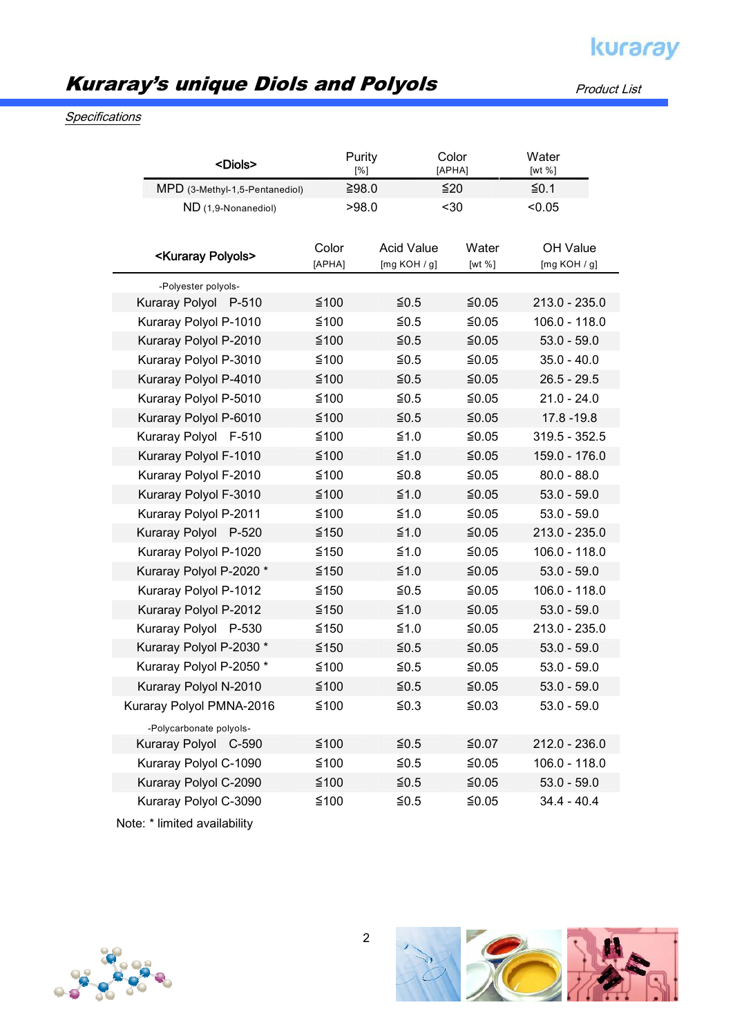# Kuraray's unique Diols and Polyols

Product List

*Specifications*

| <Diols> | Purity [%] | Color [APHA] | Water [wt %] |
|---|---|---|---|
| MPD (3-Methyl-1,5-Pentanediol) | ≧98.0 | ≦20 | ≦0.1 |
| ND (1,9-Nonanediol) | >98.0 | <30 | <0.05 |

| <Kuraray Polyols> | Color [APHA] | Acid Value [mg KOH / g] | Water [wt %] | OH Value [mg KOH / g] |
|---|---|---|---|---|
| -Polyester polyols- | | | | |
| Kuraray Polyol P-510 | ≦100 | ≦0.5 | ≦0.05 | 213.0 - 235.0 |
| Kuraray Polyol P-1010 | ≦100 | ≦0.5 | ≦0.05 | 106.0 - 118.0 |
| Kuraray Polyol P-2010 | ≦100 | ≦0.5 | ≦0.05 | 53.0 - 59.0 |
| Kuraray Polyol P-3010 | ≦100 | ≦0.5 | ≦0.05 | 35.0 - 40.0 |
| Kuraray Polyol P-4010 | ≦100 | ≦0.5 | ≦0.05 | 26.5 - 29.5 |
| Kuraray Polyol P-5010 | ≦100 | ≦0.5 | ≦0.05 | 21.0 - 24.0 |
| Kuraray Polyol P-6010 | ≦100 | ≦0.5 | ≦0.05 | 17.8 -19.8 |
| Kuraray Polyol F-510 | ≦100 | ≦1.0 | ≦0.05 | 319.5 - 352.5 |
| Kuraray Polyol F-1010 | ≦100 | ≦1.0 | ≦0.05 | 159.0 - 176.0 |
| Kuraray Polyol F-2010 | ≦100 | ≦0.8 | ≦0.05 | 80.0 - 88.0 |
| Kuraray Polyol F-3010 | ≦100 | ≦1.0 | ≦0.05 | 53.0 - 59.0 |
| Kuraray Polyol P-2011 | ≦100 | ≦1.0 | ≦0.05 | 53.0 - 59.0 |
| Kuraray Polyol P-520 | ≦150 | ≦1.0 | ≦0.05 | 213.0 - 235.0 |
| Kuraray Polyol P-1020 | ≦150 | ≦1.0 | ≦0.05 | 106.0 - 118.0 |
| Kuraray Polyol P-2020 * | ≦150 | ≦1.0 | ≦0.05 | 53.0 - 59.0 |
| Kuraray Polyol P-1012 | ≦150 | ≦0.5 | ≦0.05 | 106.0 - 118.0 |
| Kuraray Polyol P-2012 | ≦150 | ≦1.0 | ≦0.05 | 53.0 - 59.0 |
| Kuraray Polyol P-530 | ≦150 | ≦1.0 | ≦0.05 | 213.0 - 235.0 |
| Kuraray Polyol P-2030 * | ≦150 | ≦0.5 | ≦0.05 | 53.0 - 59.0 |
| Kuraray Polyol P-2050 * | ≦100 | ≦0.5 | ≦0.05 | 53.0 - 59.0 |
| Kuraray Polyol N-2010 | ≦100 | ≦0.5 | ≦0.05 | 53.0 - 59.0 |
| Kuraray Polyol PMNA-2016 | ≦100 | ≦0.3 | ≦0.03 | 53.0 - 59.0 |
| -Polycarbonate polyols- | | | | |
| Kuraray Polyol C-590 | ≦100 | ≦0.5 | ≦0.07 | 212.0 - 236.0 |
| Kuraray Polyol C-1090 | ≦100 | ≦0.5 | ≦0.05 | 106.0 - 118.0 |
| Kuraray Polyol C-2090 | ≦100 | ≦0.5 | ≦0.05 | 53.0 - 59.0 |
| Kuraray Polyol C-3090 | ≦100 | ≦0.5 | ≦0.05 | 34.4 - 40.4 |

Note: * limited availability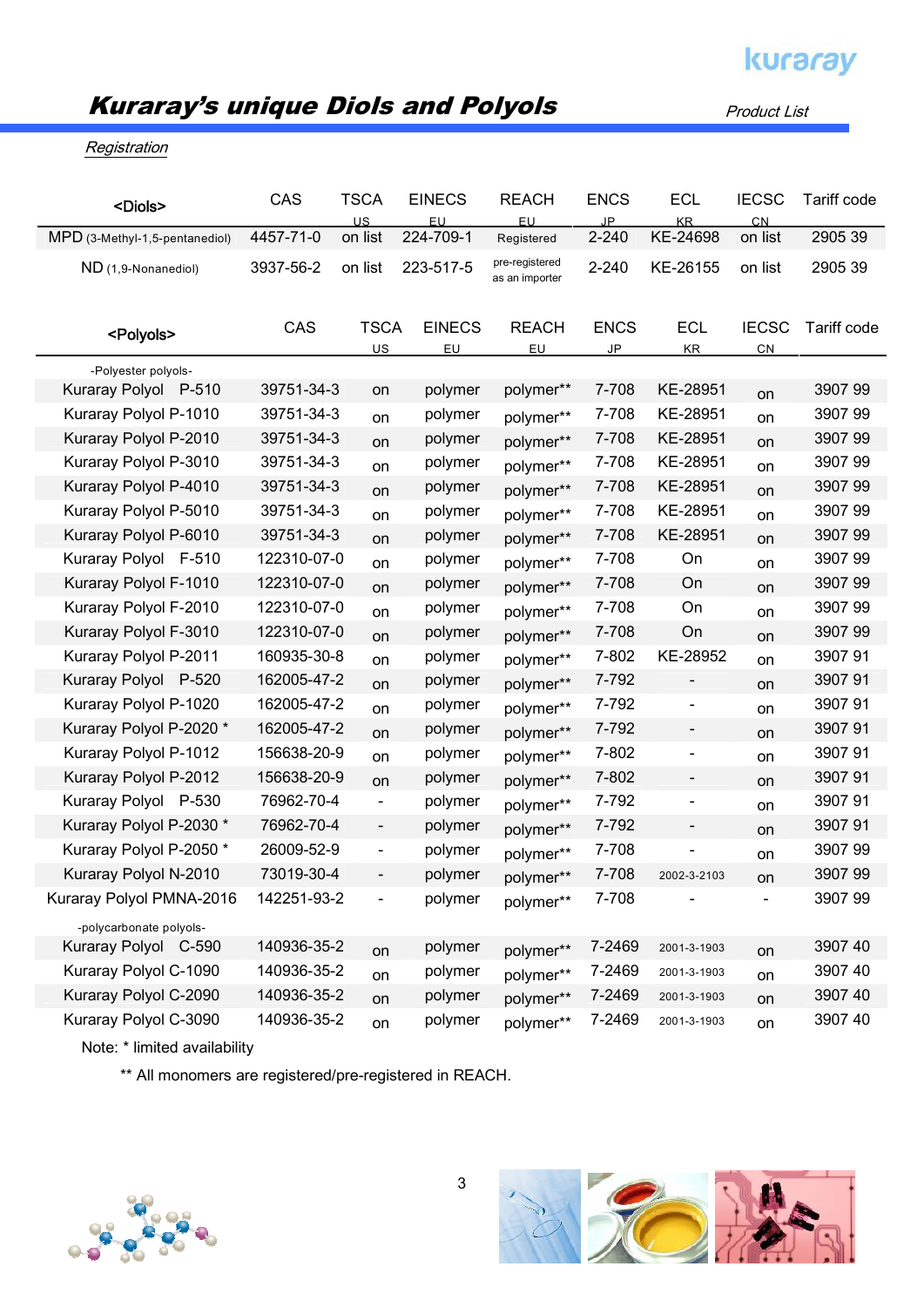# Kuraray's unique Diols and Polyols

*Product List*

*Registration*

| <Diols> | CAS | TSCA US | EINECS EU | REACH EU | ENCS JP | ECL KR | IECSC CN | Tariff code |
|---|---|---|---|---|---|---|---|---|
| MPD (3-Methyl-1,5-pentanediol) | 4457-71-0 | on list | 224-709-1 | Registered | 2-240 | KE-24698 | on list | 2905 39 |
| ND (1,9-Nonanediol) | 3937-56-2 | on list | 223-517-5 | pre-registered as an importer | 2-240 | KE-26155 | on list | 2905 39 |

| <Polyols> | CAS | TSCA US | EINECS EU | REACH EU | ENCS JP | ECL KR | IECSC CN | Tariff code |
|---|---|---|---|---|---|---|---|---|
| -Polyester polyols- | | | | | | | | |
| Kuraray Polyol P-510 | 39751-34-3 | on | polymer | polymer** | 7-708 | KE-28951 | on | 3907 99 |
| Kuraray Polyol P-1010 | 39751-34-3 | on | polymer | polymer** | 7-708 | KE-28951 | on | 3907 99 |
| Kuraray Polyol P-2010 | 39751-34-3 | on | polymer | polymer** | 7-708 | KE-28951 | on | 3907 99 |
| Kuraray Polyol P-3010 | 39751-34-3 | on | polymer | polymer** | 7-708 | KE-28951 | on | 3907 99 |
| Kuraray Polyol P-4010 | 39751-34-3 | on | polymer | polymer** | 7-708 | KE-28951 | on | 3907 99 |
| Kuraray Polyol P-5010 | 39751-34-3 | on | polymer | polymer** | 7-708 | KE-28951 | on | 3907 99 |
| Kuraray Polyol P-6010 | 39751-34-3 | on | polymer | polymer** | 7-708 | KE-28951 | on | 3907 99 |
| Kuraray Polyol F-510 | 122310-07-0 | on | polymer | polymer** | 7-708 | On | on | 3907 99 |
| Kuraray Polyol F-1010 | 122310-07-0 | on | polymer | polymer** | 7-708 | On | on | 3907 99 |
| Kuraray Polyol F-2010 | 122310-07-0 | on | polymer | polymer** | 7-708 | On | on | 3907 99 |
| Kuraray Polyol F-3010 | 122310-07-0 | on | polymer | polymer** | 7-708 | On | on | 3907 99 |
| Kuraray Polyol P-2011 | 160935-30-8 | on | polymer | polymer** | 7-802 | KE-28952 | on | 3907 91 |
| Kuraray Polyol P-520 | 162005-47-2 | on | polymer | polymer** | 7-792 | - | on | 3907 91 |
| Kuraray Polyol P-1020 | 162005-47-2 | on | polymer | polymer** | 7-792 | - | on | 3907 91 |
| Kuraray Polyol P-2020 * | 162005-47-2 | on | polymer | polymer** | 7-792 | - | on | 3907 91 |
| Kuraray Polyol P-1012 | 156638-20-9 | on | polymer | polymer** | 7-802 | - | on | 3907 91 |
| Kuraray Polyol P-2012 | 156638-20-9 | on | polymer | polymer** | 7-802 | - | on | 3907 91 |
| Kuraray Polyol P-530 | 76962-70-4 | - | polymer | polymer** | 7-792 | - | on | 3907 91 |
| Kuraray Polyol P-2030 * | 76962-70-4 | - | polymer | polymer** | 7-792 | - | on | 3907 91 |
| Kuraray Polyol P-2050 * | 26009-52-9 | - | polymer | polymer** | 7-708 | - | on | 3907 99 |
| Kuraray Polyol N-2010 | 73019-30-4 | - | polymer | polymer** | 7-708 | 2002-3-2103 | on | 3907 99 |
| Kuraray Polyol PMNA-2016 | 142251-93-2 | - | polymer | polymer** | 7-708 | - | - | 3907 99 |
| -polycarbonate polyols- | | | | | | | | |
| Kuraray Polyol C-590 | 140936-35-2 | on | polymer | polymer** | 7-2469 | 2001-3-1903 | on | 3907 40 |
| Kuraray Polyol C-1090 | 140936-35-2 | on | polymer | polymer** | 7-2469 | 2001-3-1903 | on | 3907 40 |
| Kuraray Polyol C-2090 | 140936-35-2 | on | polymer | polymer** | 7-2469 | 2001-3-1903 | on | 3907 40 |
| Kuraray Polyol C-3090 | 140936-35-2 | on | polymer | polymer** | 7-2469 | 2001-3-1903 | on | 3907 40 |

Note: * limited availability

** All monomers are registered/pre-registered in REACH.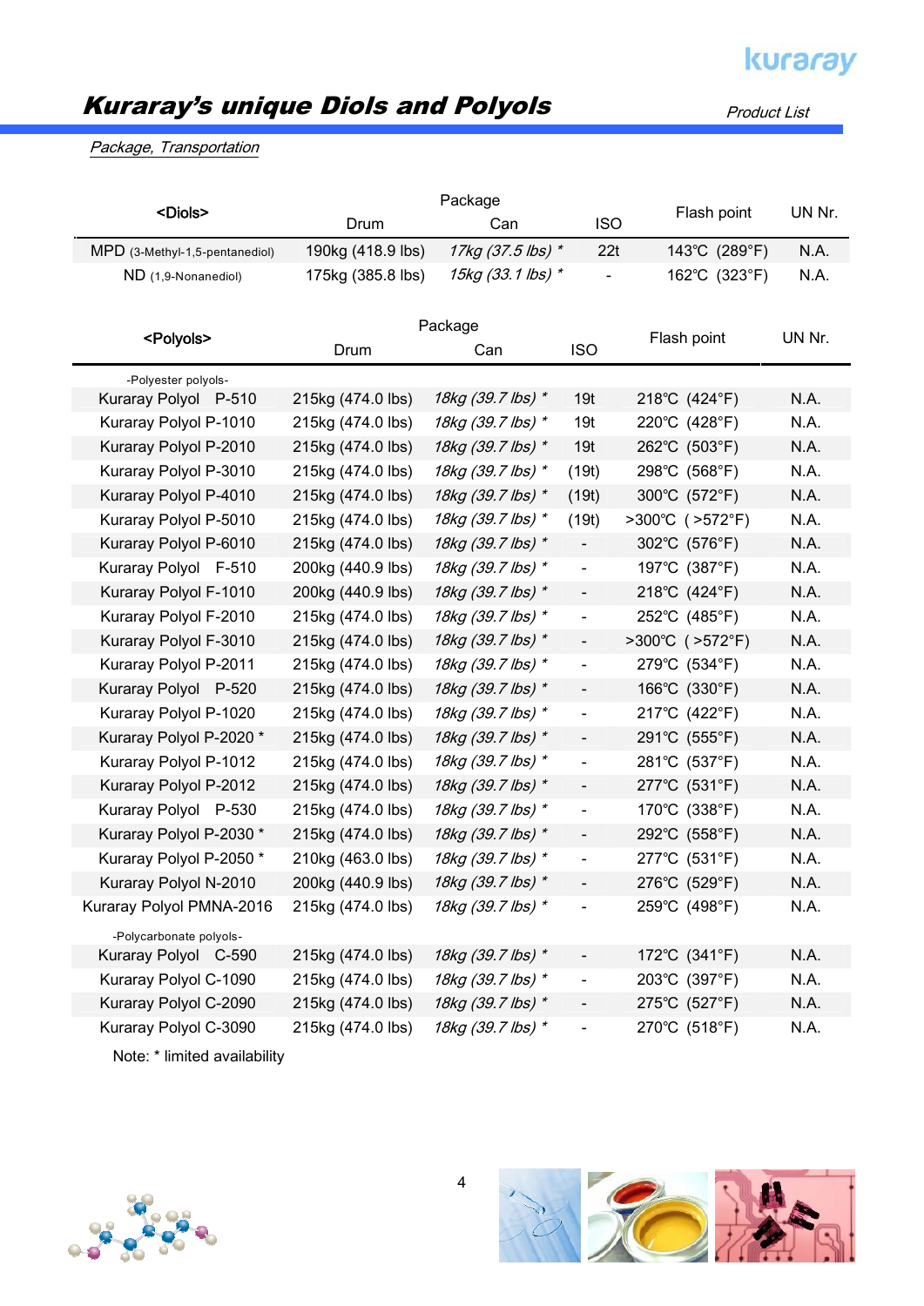# Kuraray's unique Diols and Polyols

Product List

Package, Transportation

| <Diols> | Package | | | Flash point | UN Nr. |
|---|---|---|---|---|---|
| | Drum | Can | ISO | | |
| MPD (3-Methyl-1,5-pentanediol) | 190kg (418.9 lbs) | *17kg (37.5 lbs) ** | 22t | 143℃ (289°F) | N.A. |
| ND (1,9-Nonanediol) | 175kg (385.8 lbs) | *15kg (33.1 lbs) ** | - | 162℃ (323°F) | N.A. |

| <Polyols> | Package | | | Flash point | UN Nr. |
|---|---|---|---|---|---|
| | Drum | Can | ISO | | |
| -Polyester polyols- | | | | | |
| Kuraray Polyol P-510 | 215kg (474.0 lbs) | *18kg (39.7 lbs) ** | 19t | 218℃ (424°F) | N.A. |
| Kuraray Polyol P-1010 | 215kg (474.0 lbs) | *18kg (39.7 lbs) ** | 19t | 220℃ (428°F) | N.A. |
| Kuraray Polyol P-2010 | 215kg (474.0 lbs) | *18kg (39.7 lbs) ** | 19t | 262℃ (503°F) | N.A. |
| Kuraray Polyol P-3010 | 215kg (474.0 lbs) | *18kg (39.7 lbs) ** | (19t) | 298℃ (568°F) | N.A. |
| Kuraray Polyol P-4010 | 215kg (474.0 lbs) | *18kg (39.7 lbs) ** | (19t) | 300℃ (572°F) | N.A. |
| Kuraray Polyol P-5010 | 215kg (474.0 lbs) | *18kg (39.7 lbs) ** | (19t) | >300℃ ( >572°F) | N.A. |
| Kuraray Polyol P-6010 | 215kg (474.0 lbs) | *18kg (39.7 lbs) ** | - | 302℃ (576°F) | N.A. |
| Kuraray Polyol F-510 | 200kg (440.9 lbs) | *18kg (39.7 lbs) ** | - | 197℃ (387°F) | N.A. |
| Kuraray Polyol F-1010 | 200kg (440.9 lbs) | *18kg (39.7 lbs) ** | - | 218℃ (424°F) | N.A. |
| Kuraray Polyol F-2010 | 215kg (474.0 lbs) | *18kg (39.7 lbs) ** | - | 252℃ (485°F) | N.A. |
| Kuraray Polyol F-3010 | 215kg (474.0 lbs) | *18kg (39.7 lbs) ** | - | >300℃ ( >572°F) | N.A. |
| Kuraray Polyol P-2011 | 215kg (474.0 lbs) | *18kg (39.7 lbs) ** | - | 279℃ (534°F) | N.A. |
| Kuraray Polyol P-520 | 215kg (474.0 lbs) | *18kg (39.7 lbs) ** | - | 166℃ (330°F) | N.A. |
| Kuraray Polyol P-1020 | 215kg (474.0 lbs) | *18kg (39.7 lbs) ** | - | 217℃ (422°F) | N.A. |
| Kuraray Polyol P-2020 * | 215kg (474.0 lbs) | *18kg (39.7 lbs) ** | - | 291℃ (555°F) | N.A. |
| Kuraray Polyol P-1012 | 215kg (474.0 lbs) | *18kg (39.7 lbs) ** | - | 281℃ (537°F) | N.A. |
| Kuraray Polyol P-2012 | 215kg (474.0 lbs) | *18kg (39.7 lbs) ** | - | 277℃ (531°F) | N.A. |
| Kuraray Polyol P-530 | 215kg (474.0 lbs) | *18kg (39.7 lbs) ** | - | 170℃ (338°F) | N.A. |
| Kuraray Polyol P-2030 * | 215kg (474.0 lbs) | *18kg (39.7 lbs) ** | - | 292℃ (558°F) | N.A. |
| Kuraray Polyol P-2050 * | 210kg (463.0 lbs) | *18kg (39.7 lbs) ** | - | 277℃ (531°F) | N.A. |
| Kuraray Polyol N-2010 | 200kg (440.9 lbs) | *18kg (39.7 lbs) ** | - | 276℃ (529°F) | N.A. |
| Kuraray Polyol PMNA-2016 | 215kg (474.0 lbs) | *18kg (39.7 lbs) ** | - | 259℃ (498°F) | N.A. |
| -Polycarbonate polyols- | | | | | |
| Kuraray Polyol C-590 | 215kg (474.0 lbs) | *18kg (39.7 lbs) ** | - | 172℃ (341°F) | N.A. |
| Kuraray Polyol C-1090 | 215kg (474.0 lbs) | *18kg (39.7 lbs) ** | - | 203℃ (397°F) | N.A. |
| Kuraray Polyol C-2090 | 215kg (474.0 lbs) | *18kg (39.7 lbs) ** | - | 275℃ (527°F) | N.A. |
| Kuraray Polyol C-3090 | 215kg (474.0 lbs) | *18kg (39.7 lbs) ** | - | 270℃ (518°F) | N.A. |

Note: * limited availability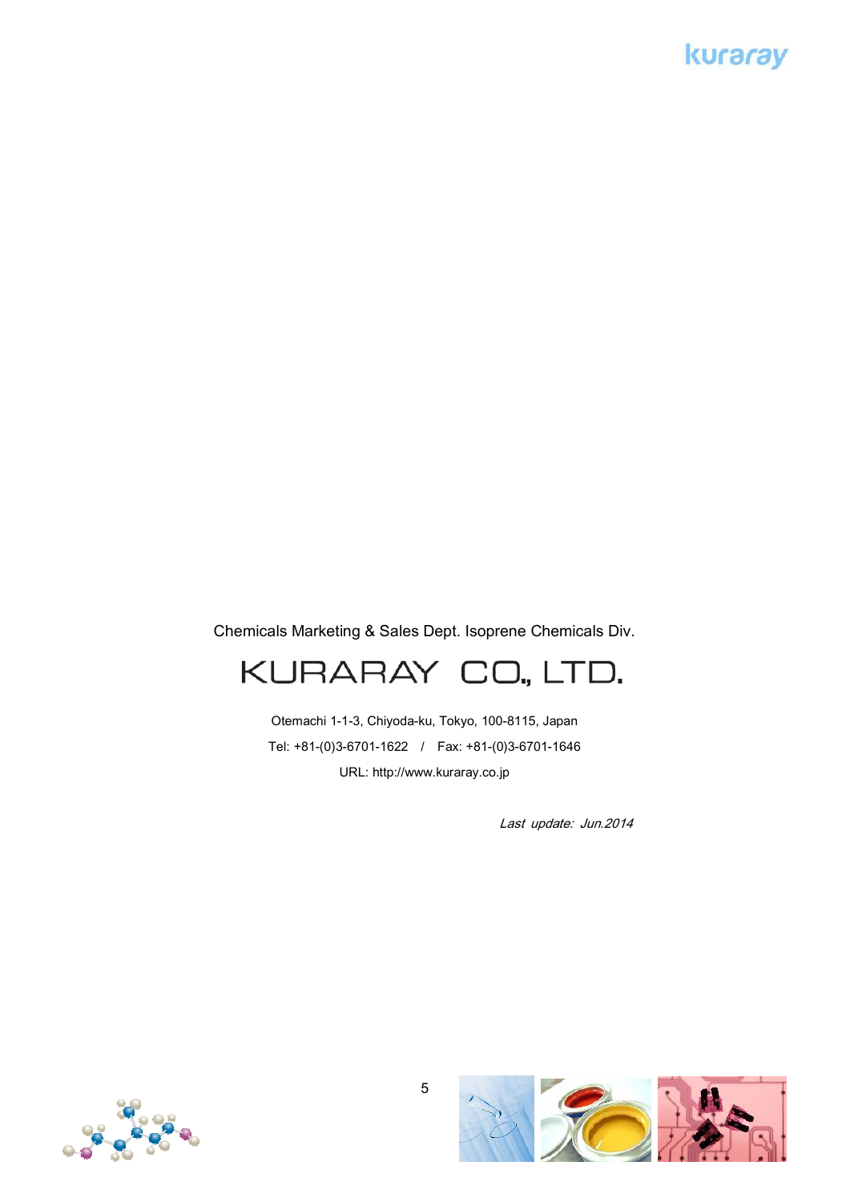Chemicals Marketing & Sales Dept. Isoprene Chemicals Div.

# KURARAY CO., LTD.

Otemachi 1-1-3, Chiyoda-ku, Tokyo, 100-8115, Japan

Tel: +81-(0)3-6701-1622 / Fax: +81-(0)3-6701-1646

URL: http://www.kuraray.co.jp

*Last update: Jun.2014*